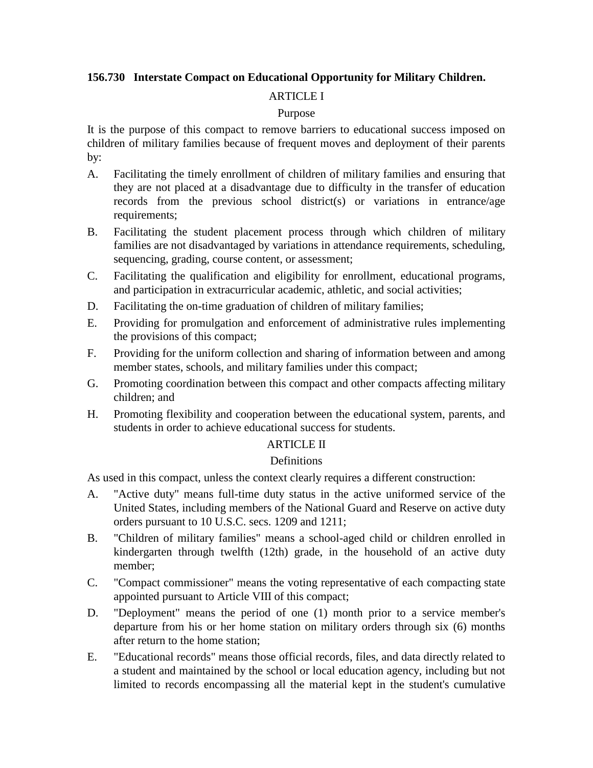**156.730 Interstate Compact on Educational Opportunity for Military Children.**

ARTICLE I

Purpose

It is the purpose of this compact to remove barriers to educational success imposed on children of military families because of frequent moves and deployment of their parents by:

A. Facilitating the timely enrollment of children of military families and ensuring that they are not placed at a disadvantage due to difficulty in the transfer of education records from the previous school district(s) or variations in entrance/age requirements;

B. Facilitating the student placement process through which children of military families are not disadvantaged by variations in attendance requirements, scheduling, sequencing, grading, course content, or assessment;

C. Facilitating the qualification and eligibility for enrollment, educational programs, and participation in extracurricular academic, athletic, and social activities;

D. Facilitating the on-time graduation of children of military families;

E. Providing for promulgation and enforcement of administrative rules implementing the provisions of this compact;

F. Providing for the uniform collection and sharing of information between and among member states, schools, and military families under this compact;

G. Promoting coordination between this compact and other compacts affecting military children; and

H. Promoting flexibility and cooperation between the educational system, parents, and students in order to achieve educational success for students.

ARTICLE II

Definitions

As used in this compact, unless the context clearly requires a different construction:

A. "Active duty" means full-time duty status in the active uniformed service of the United States, including members of the National Guard and Reserve on active duty orders pursuant to 10 U.S.C. secs. 1209 and 1211;

B. "Children of military families" means a school-aged child or children enrolled in kindergarten through twelfth (12th) grade, in the household of an active duty member;

C. "Compact commissioner" means the voting representative of each compacting state appointed pursuant to Article VIII of this compact;

D. "Deployment" means the period of one (1) month prior to a service member's departure from his or her home station on military orders through six (6) months after return to the home station;

E. "Educational records" means those official records, files, and data directly related to a student and maintained by the school or local education agency, including but not limited to records encompassing all the material kept in the student's cumulative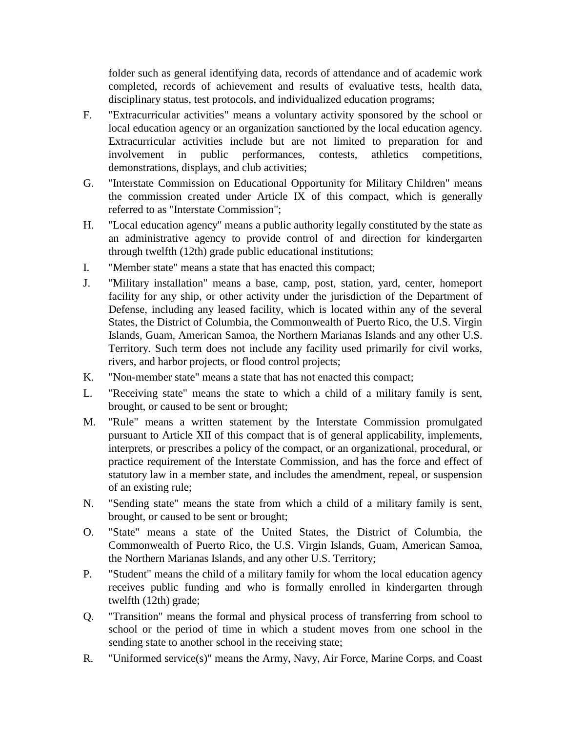folder such as general identifying data, records of attendance and of academic work completed, records of achievement and results of evaluative tests, health data, disciplinary status, test protocols, and individualized education programs;

F. "Extracurricular activities" means a voluntary activity sponsored by the school or local education agency or an organization sanctioned by the local education agency. Extracurricular activities include but are not limited to preparation for and involvement in public performances, contests, athletics competitions, demonstrations, displays, and club activities;

G. "Interstate Commission on Educational Opportunity for Military Children" means the commission created under Article IX of this compact, which is generally referred to as "Interstate Commission";

H. "Local education agency" means a public authority legally constituted by the state as an administrative agency to provide control of and direction for kindergarten through twelfth (12th) grade public educational institutions;

I. "Member state" means a state that has enacted this compact;

J. "Military installation" means a base, camp, post, station, yard, center, homeport facility for any ship, or other activity under the jurisdiction of the Department of Defense, including any leased facility, which is located within any of the several States, the District of Columbia, the Commonwealth of Puerto Rico, the U.S. Virgin Islands, Guam, American Samoa, the Northern Marianas Islands and any other U.S. Territory. Such term does not include any facility used primarily for civil works, rivers, and harbor projects, or flood control projects;

K. "Non-member state" means a state that has not enacted this compact;

L. "Receiving state" means the state to which a child of a military family is sent, brought, or caused to be sent or brought;

M. "Rule" means a written statement by the Interstate Commission promulgated pursuant to Article XII of this compact that is of general applicability, implements, interprets, or prescribes a policy of the compact, or an organizational, procedural, or practice requirement of the Interstate Commission, and has the force and effect of statutory law in a member state, and includes the amendment, repeal, or suspension of an existing rule;

N. "Sending state" means the state from which a child of a military family is sent, brought, or caused to be sent or brought;

O. "State" means a state of the United States, the District of Columbia, the Commonwealth of Puerto Rico, the U.S. Virgin Islands, Guam, American Samoa, the Northern Marianas Islands, and any other U.S. Territory;

P. "Student" means the child of a military family for whom the local education agency receives public funding and who is formally enrolled in kindergarten through twelfth (12th) grade;

Q. "Transition" means the formal and physical process of transferring from school to school or the period of time in which a student moves from one school in the sending state to another school in the receiving state;

R. "Uniformed service(s)" means the Army, Navy, Air Force, Marine Corps, and Coast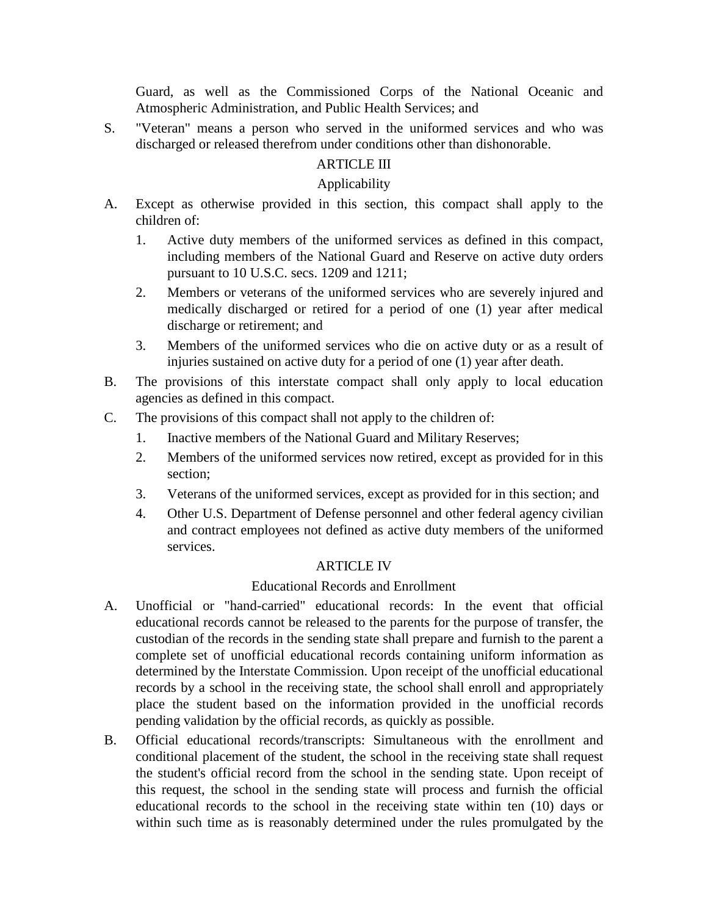Guard, as well as the Commissioned Corps of the National Oceanic and Atmospheric Administration, and Public Health Services; and

S. "Veteran" means a person who served in the uniformed services and who was discharged or released therefrom under conditions other than dishonorable.

ARTICLE III

Applicability

A. Except as otherwise provided in this section, this compact shall apply to the children of:

   1. Active duty members of the uniformed services as defined in this compact, including members of the National Guard and Reserve on active duty orders pursuant to 10 U.S.C. secs. 1209 and 1211;

   2. Members or veterans of the uniformed services who are severely injured and medically discharged or retired for a period of one (1) year after medical discharge or retirement; and

   3. Members of the uniformed services who die on active duty or as a result of injuries sustained on active duty for a period of one (1) year after death.

B. The provisions of this interstate compact shall only apply to local education agencies as defined in this compact.

C. The provisions of this compact shall not apply to the children of:

   1. Inactive members of the National Guard and Military Reserves;

   2. Members of the uniformed services now retired, except as provided for in this section;

   3. Veterans of the uniformed services, except as provided for in this section; and

   4. Other U.S. Department of Defense personnel and other federal agency civilian and contract employees not defined as active duty members of the uniformed services.

ARTICLE IV

Educational Records and Enrollment

A. Unofficial or "hand-carried" educational records: In the event that official educational records cannot be released to the parents for the purpose of transfer, the custodian of the records in the sending state shall prepare and furnish to the parent a complete set of unofficial educational records containing uniform information as determined by the Interstate Commission. Upon receipt of the unofficial educational records by a school in the receiving state, the school shall enroll and appropriately place the student based on the information provided in the unofficial records pending validation by the official records, as quickly as possible.

B. Official educational records/transcripts: Simultaneous with the enrollment and conditional placement of the student, the school in the receiving state shall request the student's official record from the school in the sending state. Upon receipt of this request, the school in the sending state will process and furnish the official educational records to the school in the receiving state within ten (10) days or within such time as is reasonably determined under the rules promulgated by the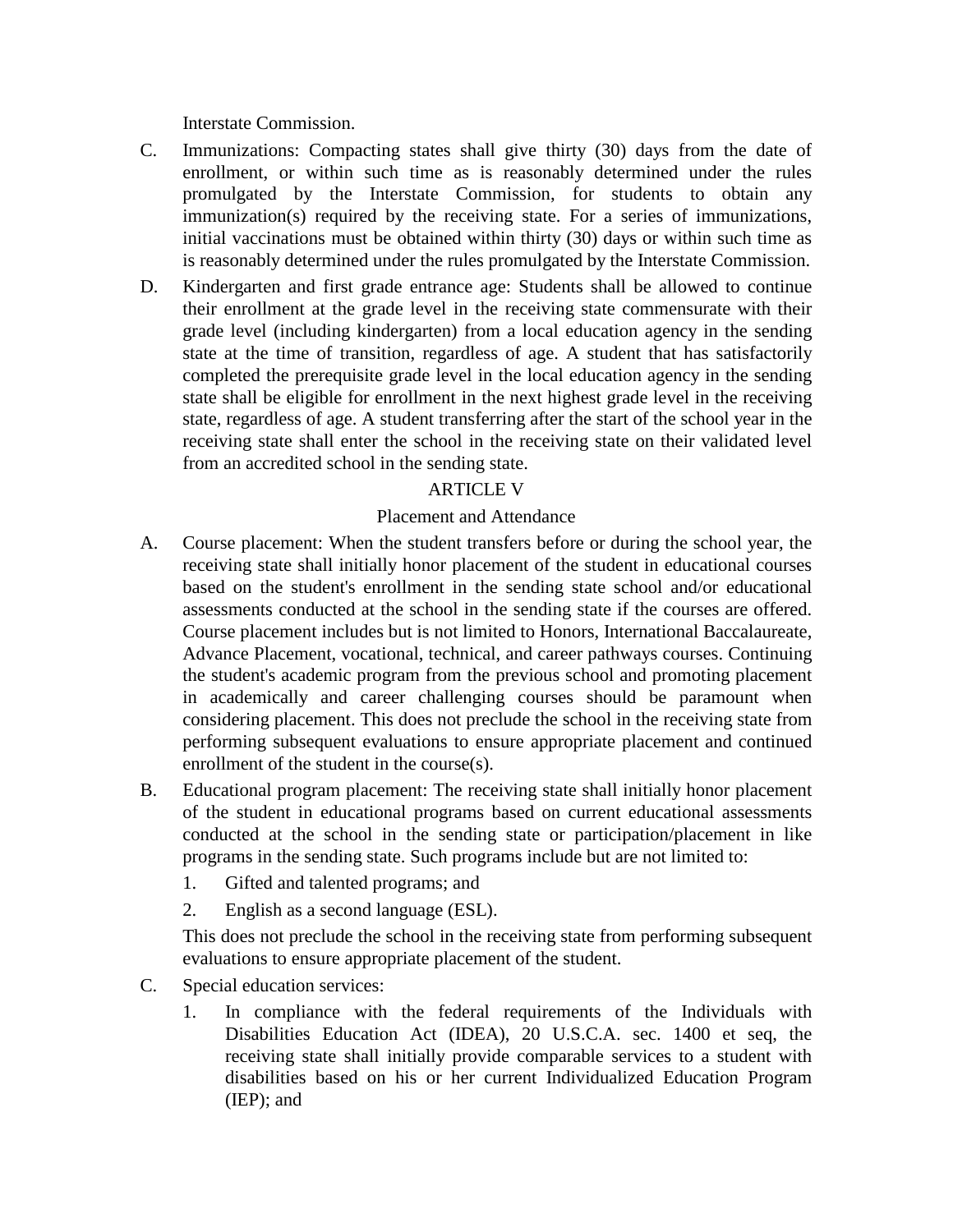Interstate Commission.

C. Immunizations: Compacting states shall give thirty (30) days from the date of enrollment, or within such time as is reasonably determined under the rules promulgated by the Interstate Commission, for students to obtain any immunization(s) required by the receiving state. For a series of immunizations, initial vaccinations must be obtained within thirty (30) days or within such time as is reasonably determined under the rules promulgated by the Interstate Commission.

D. Kindergarten and first grade entrance age: Students shall be allowed to continue their enrollment at the grade level in the receiving state commensurate with their grade level (including kindergarten) from a local education agency in the sending state at the time of transition, regardless of age. A student that has satisfactorily completed the prerequisite grade level in the local education agency in the sending state shall be eligible for enrollment in the next highest grade level in the receiving state, regardless of age. A student transferring after the start of the school year in the receiving state shall enter the school in the receiving state on their validated level from an accredited school in the sending state.

ARTICLE V

Placement and Attendance

A. Course placement: When the student transfers before or during the school year, the receiving state shall initially honor placement of the student in educational courses based on the student's enrollment in the sending state school and/or educational assessments conducted at the school in the sending state if the courses are offered. Course placement includes but is not limited to Honors, International Baccalaureate, Advance Placement, vocational, technical, and career pathways courses. Continuing the student's academic program from the previous school and promoting placement in academically and career challenging courses should be paramount when considering placement. This does not preclude the school in the receiving state from performing subsequent evaluations to ensure appropriate placement and continued enrollment of the student in the course(s).

B. Educational program placement: The receiving state shall initially honor placement of the student in educational programs based on current educational assessments conducted at the school in the sending state or participation/placement in like programs in the sending state. Such programs include but are not limited to:

   1. Gifted and talented programs; and

   2. English as a second language (ESL).

   This does not preclude the school in the receiving state from performing subsequent evaluations to ensure appropriate placement of the student.

C. Special education services:

   1. In compliance with the federal requirements of the Individuals with Disabilities Education Act (IDEA), 20 U.S.C.A. sec. 1400 et seq, the receiving state shall initially provide comparable services to a student with disabilities based on his or her current Individualized Education Program (IEP); and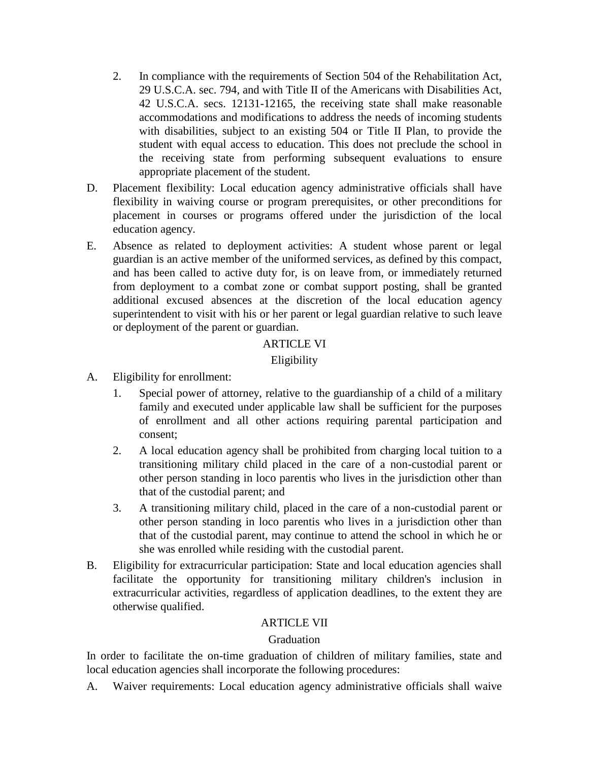2. In compliance with the requirements of Section 504 of the Rehabilitation Act, 29 U.S.C.A. sec. 794, and with Title II of the Americans with Disabilities Act, 42 U.S.C.A. secs. 12131-12165, the receiving state shall make reasonable accommodations and modifications to address the needs of incoming students with disabilities, subject to an existing 504 or Title II Plan, to provide the student with equal access to education. This does not preclude the school in the receiving state from performing subsequent evaluations to ensure appropriate placement of the student.

D. Placement flexibility: Local education agency administrative officials shall have flexibility in waiving course or program prerequisites, or other preconditions for placement in courses or programs offered under the jurisdiction of the local education agency.

E. Absence as related to deployment activities: A student whose parent or legal guardian is an active member of the uniformed services, as defined by this compact, and has been called to active duty for, is on leave from, or immediately returned from deployment to a combat zone or combat support posting, shall be granted additional excused absences at the discretion of the local education agency superintendent to visit with his or her parent or legal guardian relative to such leave or deployment of the parent or guardian.

## ARTICLE VI

### Eligibility

A. Eligibility for enrollment:

1. Special power of attorney, relative to the guardianship of a child of a military family and executed under applicable law shall be sufficient for the purposes of enrollment and all other actions requiring parental participation and consent;

2. A local education agency shall be prohibited from charging local tuition to a transitioning military child placed in the care of a non-custodial parent or other person standing in loco parentis who lives in the jurisdiction other than that of the custodial parent; and

3. A transitioning military child, placed in the care of a non-custodial parent or other person standing in loco parentis who lives in a jurisdiction other than that of the custodial parent, may continue to attend the school in which he or she was enrolled while residing with the custodial parent.

B. Eligibility for extracurricular participation: State and local education agencies shall facilitate the opportunity for transitioning military children's inclusion in extracurricular activities, regardless of application deadlines, to the extent they are otherwise qualified.

## ARTICLE VII

### Graduation

In order to facilitate the on-time graduation of children of military families, state and local education agencies shall incorporate the following procedures:

A. Waiver requirements: Local education agency administrative officials shall waive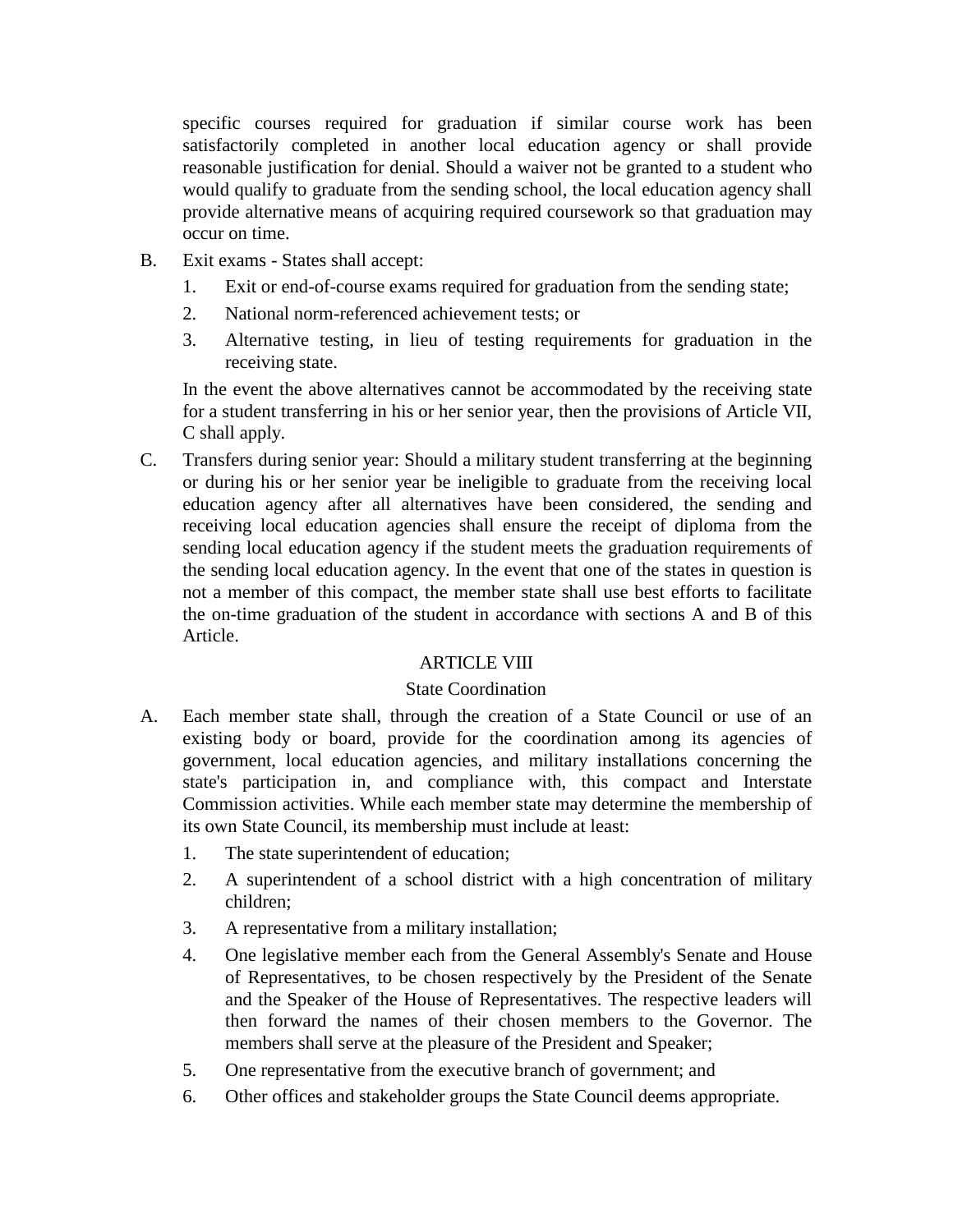specific courses required for graduation if similar course work has been satisfactorily completed in another local education agency or shall provide reasonable justification for denial. Should a waiver not be granted to a student who would qualify to graduate from the sending school, the local education agency shall provide alternative means of acquiring required coursework so that graduation may occur on time.

B. Exit exams - States shall accept:

   1. Exit or end-of-course exams required for graduation from the sending state;
   2. National norm-referenced achievement tests; or
   3. Alternative testing, in lieu of testing requirements for graduation in the receiving state.

   In the event the above alternatives cannot be accommodated by the receiving state for a student transferring in his or her senior year, then the provisions of Article VII, C shall apply.

C. Transfers during senior year: Should a military student transferring at the beginning or during his or her senior year be ineligible to graduate from the receiving local education agency after all alternatives have been considered, the sending and receiving local education agencies shall ensure the receipt of diploma from the sending local education agency if the student meets the graduation requirements of the sending local education agency. In the event that one of the states in question is not a member of this compact, the member state shall use best efforts to facilitate the on-time graduation of the student in accordance with sections A and B of this Article.

## ARTICLE VIII

### State Coordination

A. Each member state shall, through the creation of a State Council or use of an existing body or board, provide for the coordination among its agencies of government, local education agencies, and military installations concerning the state's participation in, and compliance with, this compact and Interstate Commission activities. While each member state may determine the membership of its own State Council, its membership must include at least:

   1. The state superintendent of education;
   2. A superintendent of a school district with a high concentration of military children;
   3. A representative from a military installation;
   4. One legislative member each from the General Assembly's Senate and House of Representatives, to be chosen respectively by the President of the Senate and the Speaker of the House of Representatives. The respective leaders will then forward the names of their chosen members to the Governor. The members shall serve at the pleasure of the President and Speaker;
   5. One representative from the executive branch of government; and
   6. Other offices and stakeholder groups the State Council deems appropriate.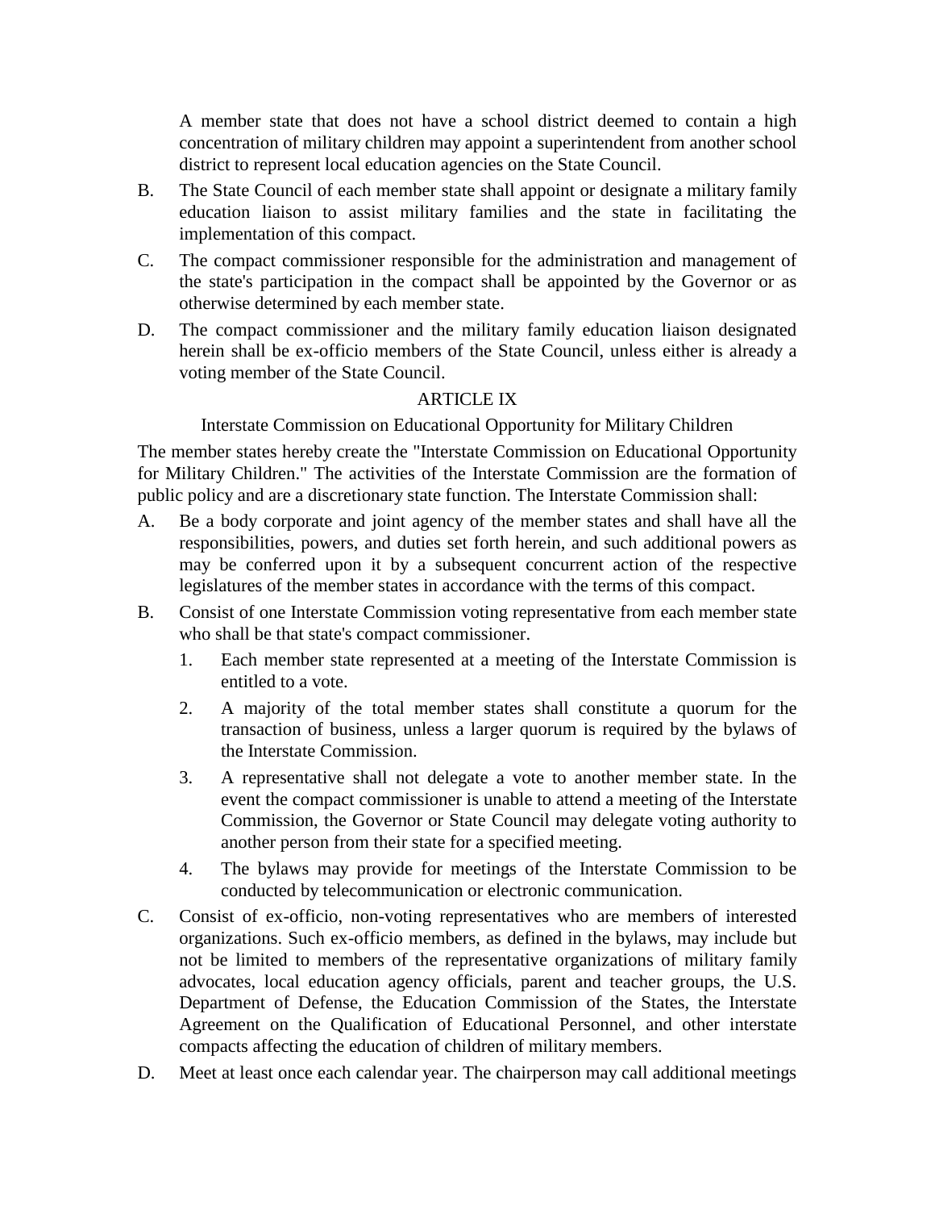A member state that does not have a school district deemed to contain a high concentration of military children may appoint a superintendent from another school district to represent local education agencies on the State Council.

B. The State Council of each member state shall appoint or designate a military family education liaison to assist military families and the state in facilitating the implementation of this compact.

C. The compact commissioner responsible for the administration and management of the state's participation in the compact shall be appointed by the Governor or as otherwise determined by each member state.

D. The compact commissioner and the military family education liaison designated herein shall be ex-officio members of the State Council, unless either is already a voting member of the State Council.

## ARTICLE IX

### Interstate Commission on Educational Opportunity for Military Children

The member states hereby create the "Interstate Commission on Educational Opportunity for Military Children." The activities of the Interstate Commission are the formation of public policy and are a discretionary state function. The Interstate Commission shall:

A. Be a body corporate and joint agency of the member states and shall have all the responsibilities, powers, and duties set forth herein, and such additional powers as may be conferred upon it by a subsequent concurrent action of the respective legislatures of the member states in accordance with the terms of this compact.

B. Consist of one Interstate Commission voting representative from each member state who shall be that state's compact commissioner.

   1. Each member state represented at a meeting of the Interstate Commission is entitled to a vote.

   2. A majority of the total member states shall constitute a quorum for the transaction of business, unless a larger quorum is required by the bylaws of the Interstate Commission.

   3. A representative shall not delegate a vote to another member state. In the event the compact commissioner is unable to attend a meeting of the Interstate Commission, the Governor or State Council may delegate voting authority to another person from their state for a specified meeting.

   4. The bylaws may provide for meetings of the Interstate Commission to be conducted by telecommunication or electronic communication.

C. Consist of ex-officio, non-voting representatives who are members of interested organizations. Such ex-officio members, as defined in the bylaws, may include but not be limited to members of the representative organizations of military family advocates, local education agency officials, parent and teacher groups, the U.S. Department of Defense, the Education Commission of the States, the Interstate Agreement on the Qualification of Educational Personnel, and other interstate compacts affecting the education of children of military members.

D. Meet at least once each calendar year. The chairperson may call additional meetings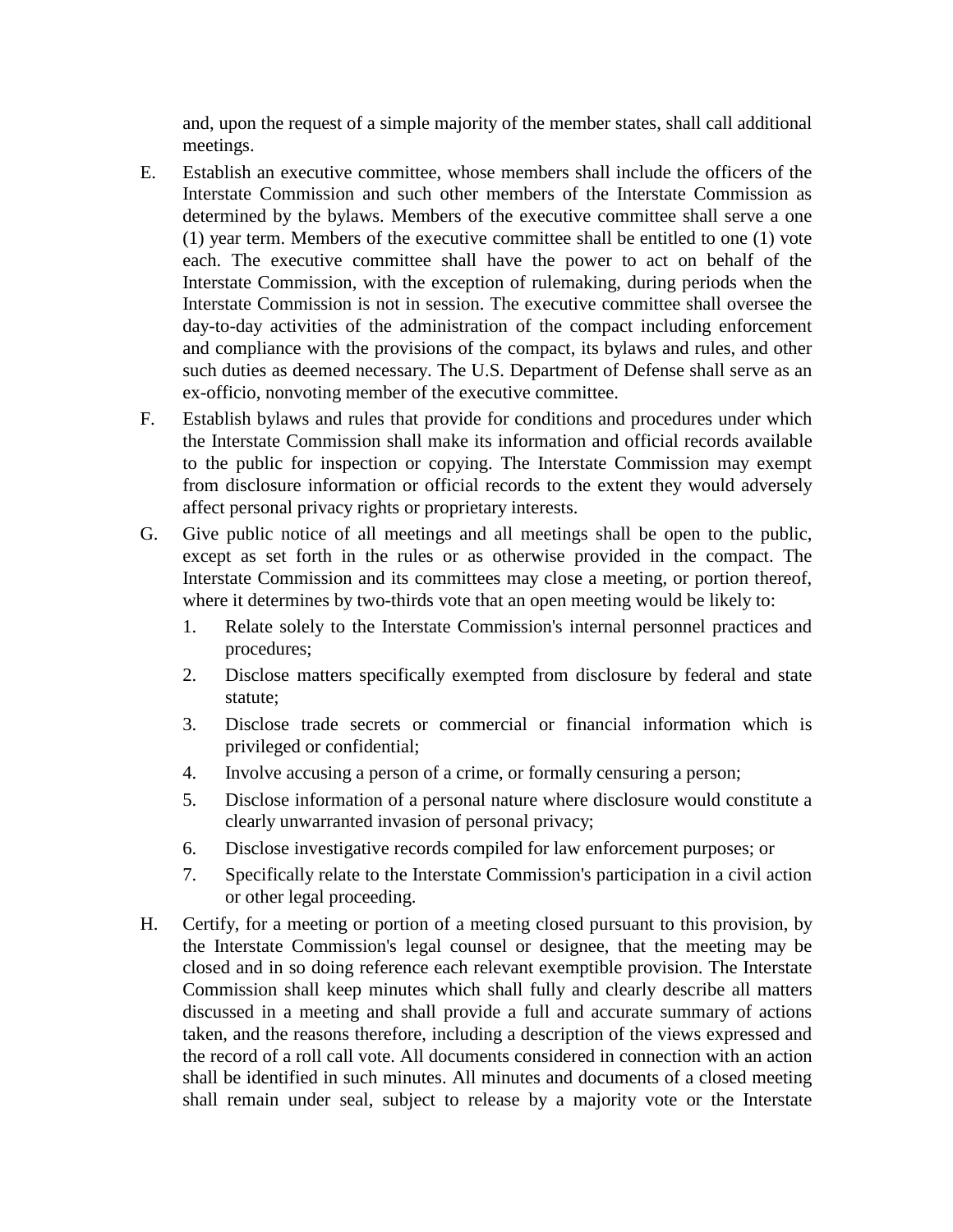and, upon the request of a simple majority of the member states, shall call additional meetings.

E. Establish an executive committee, whose members shall include the officers of the Interstate Commission and such other members of the Interstate Commission as determined by the bylaws. Members of the executive committee shall serve a one (1) year term. Members of the executive committee shall be entitled to one (1) vote each. The executive committee shall have the power to act on behalf of the Interstate Commission, with the exception of rulemaking, during periods when the Interstate Commission is not in session. The executive committee shall oversee the day-to-day activities of the administration of the compact including enforcement and compliance with the provisions of the compact, its bylaws and rules, and other such duties as deemed necessary. The U.S. Department of Defense shall serve as an ex-officio, nonvoting member of the executive committee.

F. Establish bylaws and rules that provide for conditions and procedures under which the Interstate Commission shall make its information and official records available to the public for inspection or copying. The Interstate Commission may exempt from disclosure information or official records to the extent they would adversely affect personal privacy rights or proprietary interests.

G. Give public notice of all meetings and all meetings shall be open to the public, except as set forth in the rules or as otherwise provided in the compact. The Interstate Commission and its committees may close a meeting, or portion thereof, where it determines by two-thirds vote that an open meeting would be likely to:

   1. Relate solely to the Interstate Commission's internal personnel practices and procedures;
   2. Disclose matters specifically exempted from disclosure by federal and state statute;
   3. Disclose trade secrets or commercial or financial information which is privileged or confidential;
   4. Involve accusing a person of a crime, or formally censuring a person;
   5. Disclose information of a personal nature where disclosure would constitute a clearly unwarranted invasion of personal privacy;
   6. Disclose investigative records compiled for law enforcement purposes; or
   7. Specifically relate to the Interstate Commission's participation in a civil action or other legal proceeding.

H. Certify, for a meeting or portion of a meeting closed pursuant to this provision, by the Interstate Commission's legal counsel or designee, that the meeting may be closed and in so doing reference each relevant exemptible provision. The Interstate Commission shall keep minutes which shall fully and clearly describe all matters discussed in a meeting and shall provide a full and accurate summary of actions taken, and the reasons therefore, including a description of the views expressed and the record of a roll call vote. All documents considered in connection with an action shall be identified in such minutes. All minutes and documents of a closed meeting shall remain under seal, subject to release by a majority vote or the Interstate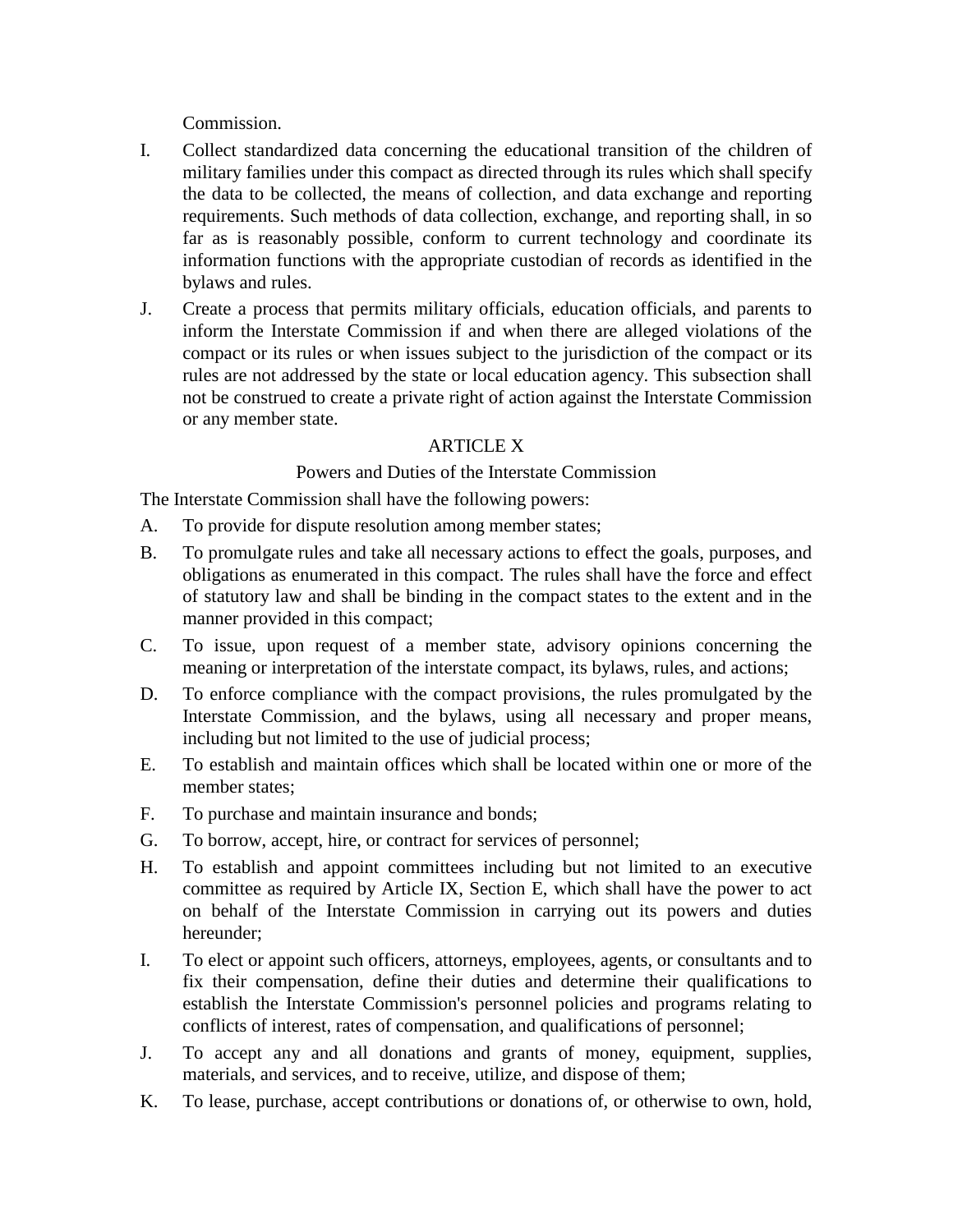Commission.

I. Collect standardized data concerning the educational transition of the children of military families under this compact as directed through its rules which shall specify the data to be collected, the means of collection, and data exchange and reporting requirements. Such methods of data collection, exchange, and reporting shall, in so far as is reasonably possible, conform to current technology and coordinate its information functions with the appropriate custodian of records as identified in the bylaws and rules.

J. Create a process that permits military officials, education officials, and parents to inform the Interstate Commission if and when there are alleged violations of the compact or its rules or when issues subject to the jurisdiction of the compact or its rules are not addressed by the state or local education agency. This subsection shall not be construed to create a private right of action against the Interstate Commission or any member state.

ARTICLE X

Powers and Duties of the Interstate Commission

The Interstate Commission shall have the following powers:

A. To provide for dispute resolution among member states;

B. To promulgate rules and take all necessary actions to effect the goals, purposes, and obligations as enumerated in this compact. The rules shall have the force and effect of statutory law and shall be binding in the compact states to the extent and in the manner provided in this compact;

C. To issue, upon request of a member state, advisory opinions concerning the meaning or interpretation of the interstate compact, its bylaws, rules, and actions;

D. To enforce compliance with the compact provisions, the rules promulgated by the Interstate Commission, and the bylaws, using all necessary and proper means, including but not limited to the use of judicial process;

E. To establish and maintain offices which shall be located within one or more of the member states;

F. To purchase and maintain insurance and bonds;

G. To borrow, accept, hire, or contract for services of personnel;

H. To establish and appoint committees including but not limited to an executive committee as required by Article IX, Section E, which shall have the power to act on behalf of the Interstate Commission in carrying out its powers and duties hereunder;

I. To elect or appoint such officers, attorneys, employees, agents, or consultants and to fix their compensation, define their duties and determine their qualifications to establish the Interstate Commission's personnel policies and programs relating to conflicts of interest, rates of compensation, and qualifications of personnel;

J. To accept any and all donations and grants of money, equipment, supplies, materials, and services, and to receive, utilize, and dispose of them;

K. To lease, purchase, accept contributions or donations of, or otherwise to own, hold,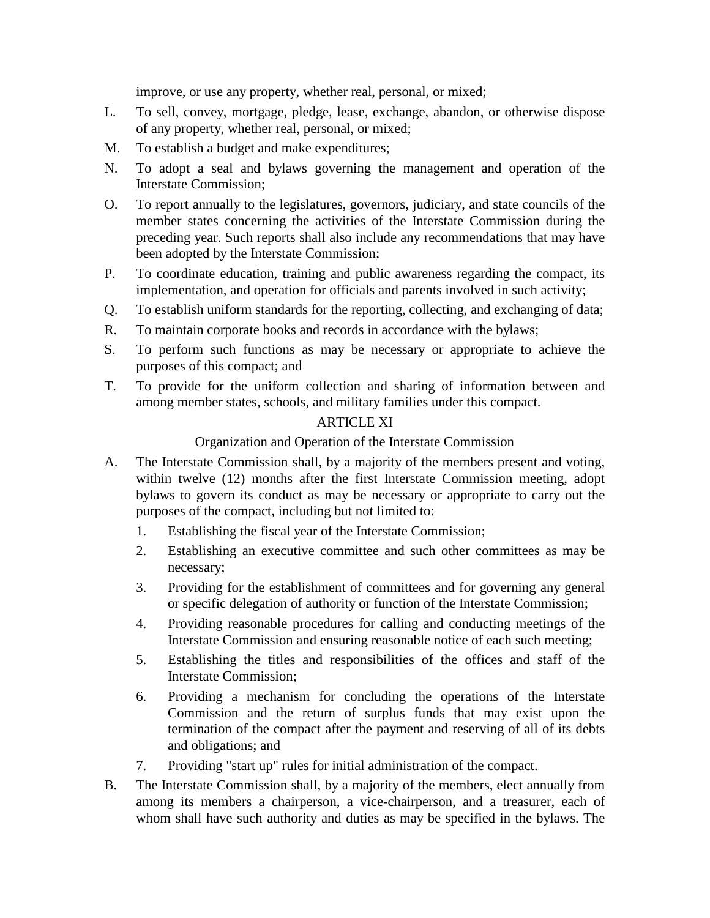improve, or use any property, whether real, personal, or mixed;

L. To sell, convey, mortgage, pledge, lease, exchange, abandon, or otherwise dispose of any property, whether real, personal, or mixed;

M. To establish a budget and make expenditures;

N. To adopt a seal and bylaws governing the management and operation of the Interstate Commission;

O. To report annually to the legislatures, governors, judiciary, and state councils of the member states concerning the activities of the Interstate Commission during the preceding year. Such reports shall also include any recommendations that may have been adopted by the Interstate Commission;

P. To coordinate education, training and public awareness regarding the compact, its implementation, and operation for officials and parents involved in such activity;

Q. To establish uniform standards for the reporting, collecting, and exchanging of data;

R. To maintain corporate books and records in accordance with the bylaws;

S. To perform such functions as may be necessary or appropriate to achieve the purposes of this compact; and

T. To provide for the uniform collection and sharing of information between and among member states, schools, and military families under this compact.

## ARTICLE XI

### Organization and Operation of the Interstate Commission

A. The Interstate Commission shall, by a majority of the members present and voting, within twelve (12) months after the first Interstate Commission meeting, adopt bylaws to govern its conduct as may be necessary or appropriate to carry out the purposes of the compact, including but not limited to:

1. Establishing the fiscal year of the Interstate Commission;
2. Establishing an executive committee and such other committees as may be necessary;
3. Providing for the establishment of committees and for governing any general or specific delegation of authority or function of the Interstate Commission;
4. Providing reasonable procedures for calling and conducting meetings of the Interstate Commission and ensuring reasonable notice of each such meeting;
5. Establishing the titles and responsibilities of the offices and staff of the Interstate Commission;
6. Providing a mechanism for concluding the operations of the Interstate Commission and the return of surplus funds that may exist upon the termination of the compact after the payment and reserving of all of its debts and obligations; and
7. Providing "start up" rules for initial administration of the compact.

B. The Interstate Commission shall, by a majority of the members, elect annually from among its members a chairperson, a vice-chairperson, and a treasurer, each of whom shall have such authority and duties as may be specified in the bylaws. The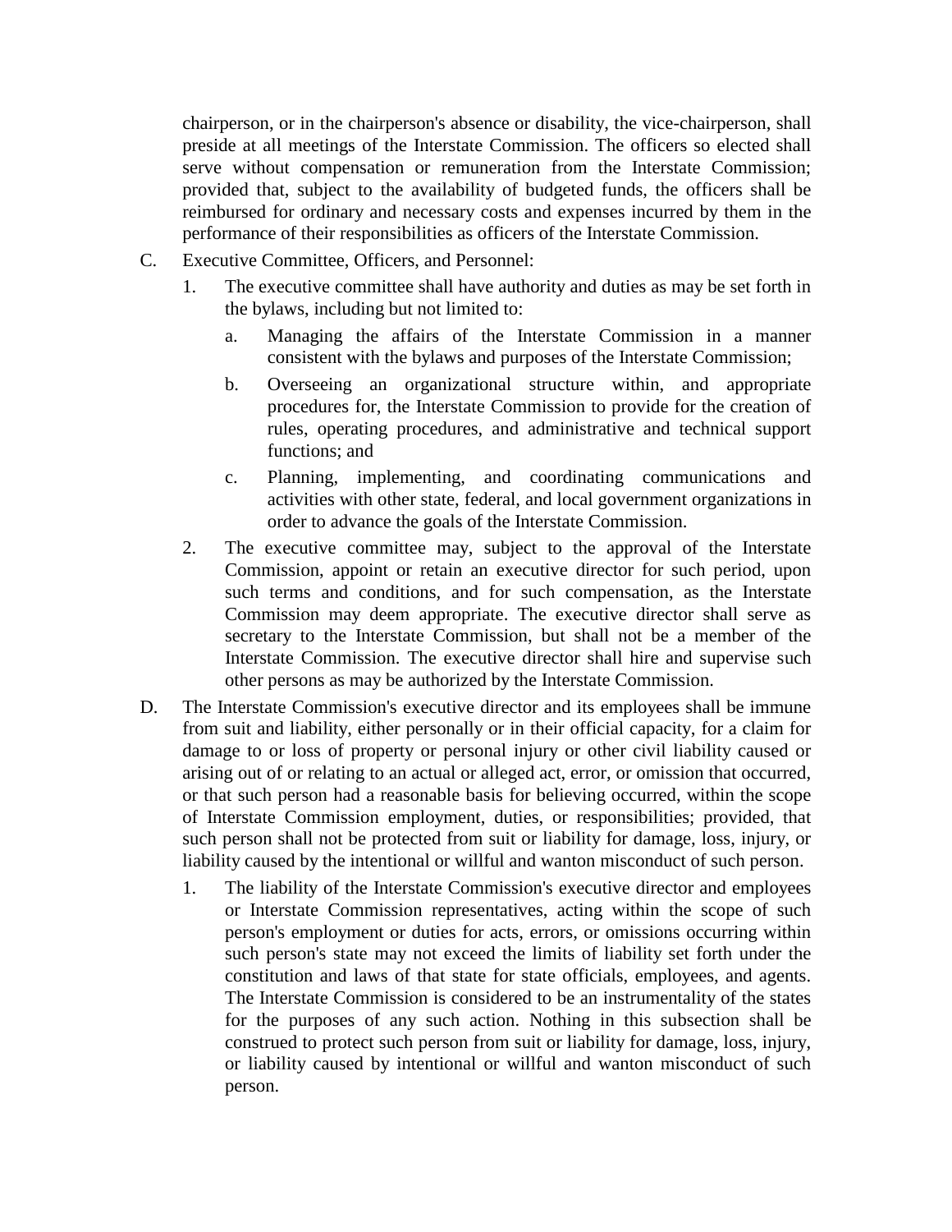chairperson, or in the chairperson's absence or disability, the vice-chairperson, shall preside at all meetings of the Interstate Commission. The officers so elected shall serve without compensation or remuneration from the Interstate Commission; provided that, subject to the availability of budgeted funds, the officers shall be reimbursed for ordinary and necessary costs and expenses incurred by them in the performance of their responsibilities as officers of the Interstate Commission.

C. Executive Committee, Officers, and Personnel:

   1. The executive committee shall have authority and duties as may be set forth in the bylaws, including but not limited to:

      a. Managing the affairs of the Interstate Commission in a manner consistent with the bylaws and purposes of the Interstate Commission;

      b. Overseeing an organizational structure within, and appropriate procedures for, the Interstate Commission to provide for the creation of rules, operating procedures, and administrative and technical support functions; and

      c. Planning, implementing, and coordinating communications and activities with other state, federal, and local government organizations in order to advance the goals of the Interstate Commission.

   2. The executive committee may, subject to the approval of the Interstate Commission, appoint or retain an executive director for such period, upon such terms and conditions, and for such compensation, as the Interstate Commission may deem appropriate. The executive director shall serve as secretary to the Interstate Commission, but shall not be a member of the Interstate Commission. The executive director shall hire and supervise such other persons as may be authorized by the Interstate Commission.

D. The Interstate Commission's executive director and its employees shall be immune from suit and liability, either personally or in their official capacity, for a claim for damage to or loss of property or personal injury or other civil liability caused or arising out of or relating to an actual or alleged act, error, or omission that occurred, or that such person had a reasonable basis for believing occurred, within the scope of Interstate Commission employment, duties, or responsibilities; provided, that such person shall not be protected from suit or liability for damage, loss, injury, or liability caused by the intentional or willful and wanton misconduct of such person.

   1. The liability of the Interstate Commission's executive director and employees or Interstate Commission representatives, acting within the scope of such person's employment or duties for acts, errors, or omissions occurring within such person's state may not exceed the limits of liability set forth under the constitution and laws of that state for state officials, employees, and agents. The Interstate Commission is considered to be an instrumentality of the states for the purposes of any such action. Nothing in this subsection shall be construed to protect such person from suit or liability for damage, loss, injury, or liability caused by intentional or willful and wanton misconduct of such person.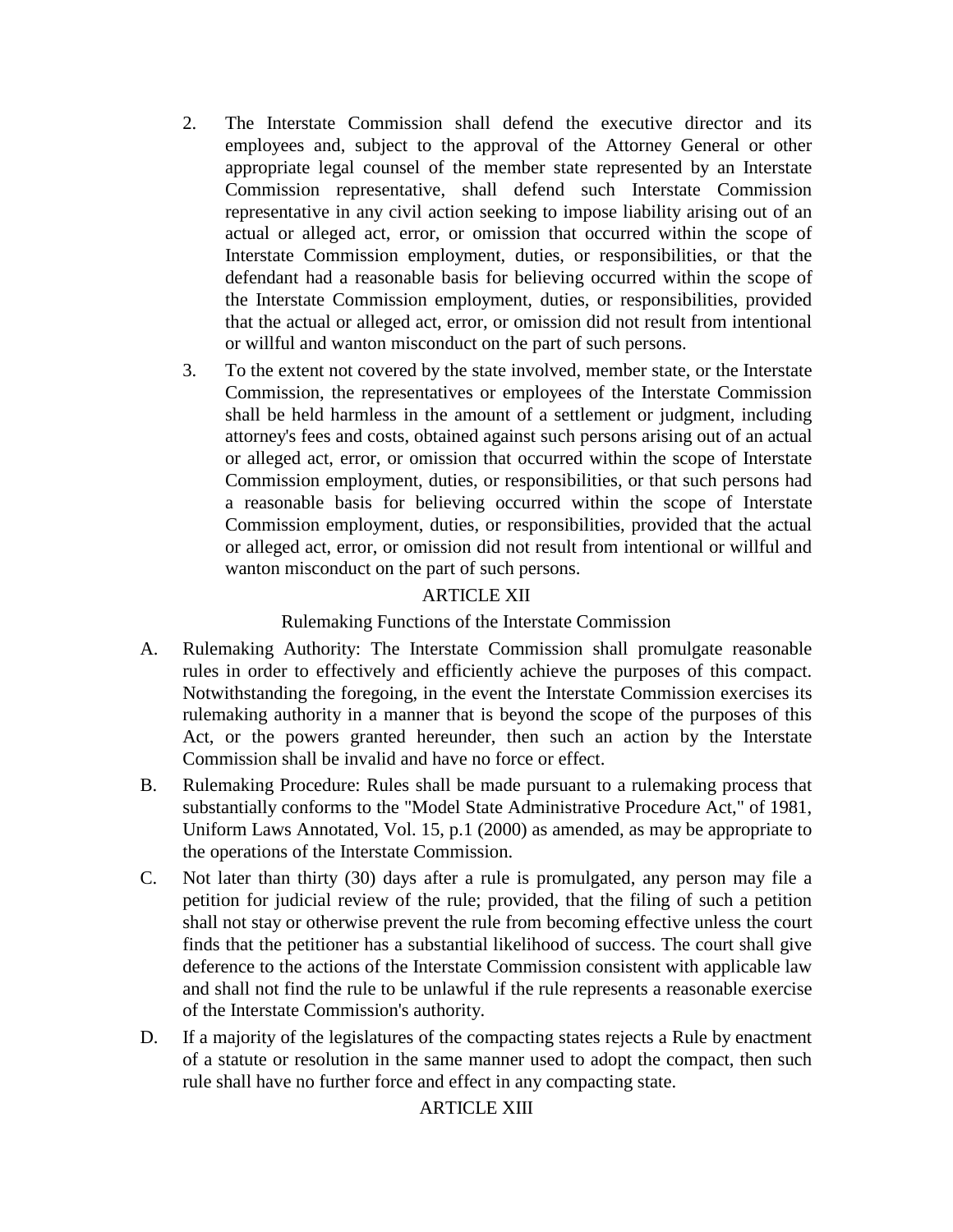2. The Interstate Commission shall defend the executive director and its employees and, subject to the approval of the Attorney General or other appropriate legal counsel of the member state represented by an Interstate Commission representative, shall defend such Interstate Commission representative in any civil action seeking to impose liability arising out of an actual or alleged act, error, or omission that occurred within the scope of Interstate Commission employment, duties, or responsibilities, or that the defendant had a reasonable basis for believing occurred within the scope of the Interstate Commission employment, duties, or responsibilities, provided that the actual or alleged act, error, or omission did not result from intentional or willful and wanton misconduct on the part of such persons.

3. To the extent not covered by the state involved, member state, or the Interstate Commission, the representatives or employees of the Interstate Commission shall be held harmless in the amount of a settlement or judgment, including attorney's fees and costs, obtained against such persons arising out of an actual or alleged act, error, or omission that occurred within the scope of Interstate Commission employment, duties, or responsibilities, or that such persons had a reasonable basis for believing occurred within the scope of Interstate Commission employment, duties, or responsibilities, provided that the actual or alleged act, error, or omission did not result from intentional or willful and wanton misconduct on the part of such persons.

## ARTICLE XII

### Rulemaking Functions of the Interstate Commission

A. Rulemaking Authority: The Interstate Commission shall promulgate reasonable rules in order to effectively and efficiently achieve the purposes of this compact. Notwithstanding the foregoing, in the event the Interstate Commission exercises its rulemaking authority in a manner that is beyond the scope of the purposes of this Act, or the powers granted hereunder, then such an action by the Interstate Commission shall be invalid and have no force or effect.

B. Rulemaking Procedure: Rules shall be made pursuant to a rulemaking process that substantially conforms to the "Model State Administrative Procedure Act," of 1981, Uniform Laws Annotated, Vol. 15, p.1 (2000) as amended, as may be appropriate to the operations of the Interstate Commission.

C. Not later than thirty (30) days after a rule is promulgated, any person may file a petition for judicial review of the rule; provided, that the filing of such a petition shall not stay or otherwise prevent the rule from becoming effective unless the court finds that the petitioner has a substantial likelihood of success. The court shall give deference to the actions of the Interstate Commission consistent with applicable law and shall not find the rule to be unlawful if the rule represents a reasonable exercise of the Interstate Commission's authority.

D. If a majority of the legislatures of the compacting states rejects a Rule by enactment of a statute or resolution in the same manner used to adopt the compact, then such rule shall have no further force and effect in any compacting state.

## ARTICLE XIII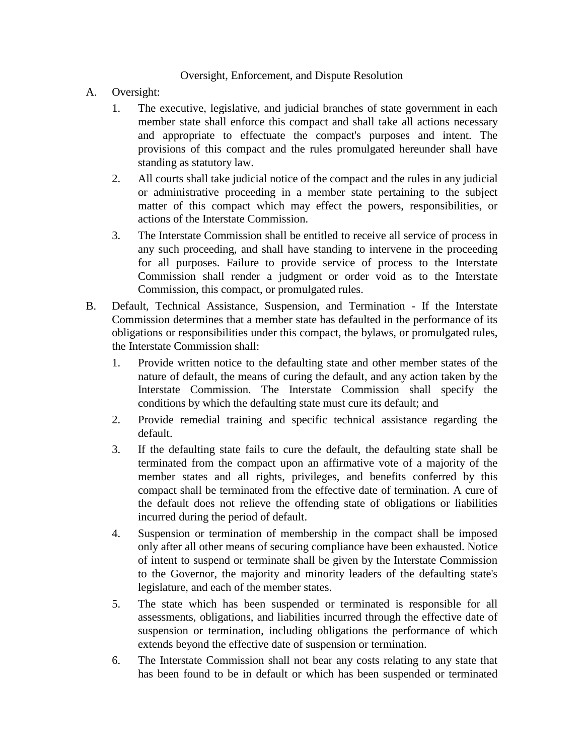## Oversight, Enforcement, and Dispute Resolution

A. Oversight:

1. The executive, legislative, and judicial branches of state government in each member state shall enforce this compact and shall take all actions necessary and appropriate to effectuate the compact's purposes and intent. The provisions of this compact and the rules promulgated hereunder shall have standing as statutory law.

2. All courts shall take judicial notice of the compact and the rules in any judicial or administrative proceeding in a member state pertaining to the subject matter of this compact which may effect the powers, responsibilities, or actions of the Interstate Commission.

3. The Interstate Commission shall be entitled to receive all service of process in any such proceeding, and shall have standing to intervene in the proceeding for all purposes. Failure to provide service of process to the Interstate Commission shall render a judgment or order void as to the Interstate Commission, this compact, or promulgated rules.

B. Default, Technical Assistance, Suspension, and Termination - If the Interstate Commission determines that a member state has defaulted in the performance of its obligations or responsibilities under this compact, the bylaws, or promulgated rules, the Interstate Commission shall:

1. Provide written notice to the defaulting state and other member states of the nature of default, the means of curing the default, and any action taken by the Interstate Commission. The Interstate Commission shall specify the conditions by which the defaulting state must cure its default; and

2. Provide remedial training and specific technical assistance regarding the default.

3. If the defaulting state fails to cure the default, the defaulting state shall be terminated from the compact upon an affirmative vote of a majority of the member states and all rights, privileges, and benefits conferred by this compact shall be terminated from the effective date of termination. A cure of the default does not relieve the offending state of obligations or liabilities incurred during the period of default.

4. Suspension or termination of membership in the compact shall be imposed only after all other means of securing compliance have been exhausted. Notice of intent to suspend or terminate shall be given by the Interstate Commission to the Governor, the majority and minority leaders of the defaulting state's legislature, and each of the member states.

5. The state which has been suspended or terminated is responsible for all assessments, obligations, and liabilities incurred through the effective date of suspension or termination, including obligations the performance of which extends beyond the effective date of suspension or termination.

6. The Interstate Commission shall not bear any costs relating to any state that has been found to be in default or which has been suspended or terminated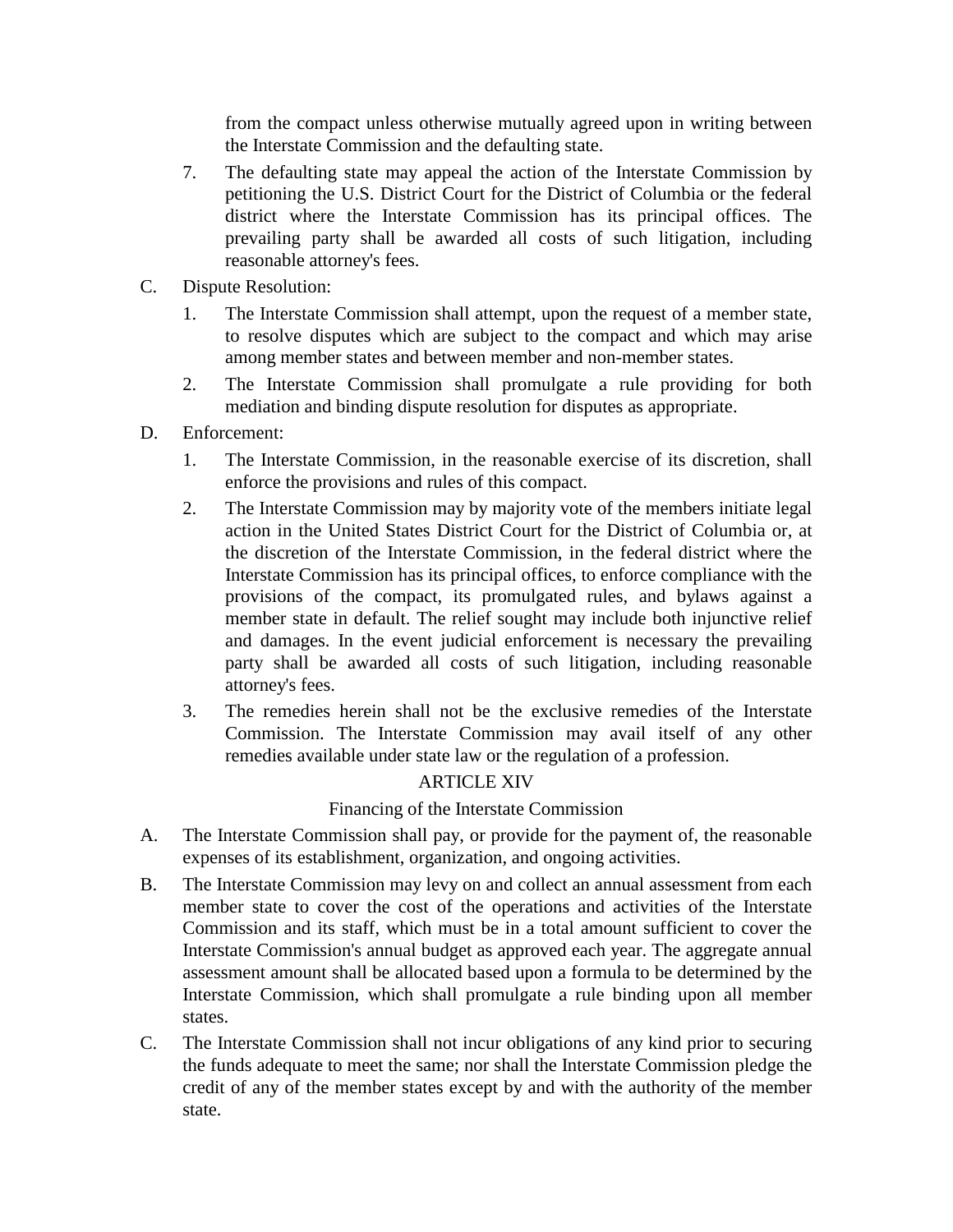from the compact unless otherwise mutually agreed upon in writing between the Interstate Commission and the defaulting state.

7. The defaulting state may appeal the action of the Interstate Commission by petitioning the U.S. District Court for the District of Columbia or the federal district where the Interstate Commission has its principal offices. The prevailing party shall be awarded all costs of such litigation, including reasonable attorney's fees.

C. Dispute Resolution:

1. The Interstate Commission shall attempt, upon the request of a member state, to resolve disputes which are subject to the compact and which may arise among member states and between member and non-member states.
2. The Interstate Commission shall promulgate a rule providing for both mediation and binding dispute resolution for disputes as appropriate.

D. Enforcement:

1. The Interstate Commission, in the reasonable exercise of its discretion, shall enforce the provisions and rules of this compact.
2. The Interstate Commission may by majority vote of the members initiate legal action in the United States District Court for the District of Columbia or, at the discretion of the Interstate Commission, in the federal district where the Interstate Commission has its principal offices, to enforce compliance with the provisions of the compact, its promulgated rules, and bylaws against a member state in default. The relief sought may include both injunctive relief and damages. In the event judicial enforcement is necessary the prevailing party shall be awarded all costs of such litigation, including reasonable attorney's fees.
3. The remedies herein shall not be the exclusive remedies of the Interstate Commission. The Interstate Commission may avail itself of any other remedies available under state law or the regulation of a profession.

## ARTICLE XIV

### Financing of the Interstate Commission

A. The Interstate Commission shall pay, or provide for the payment of, the reasonable expenses of its establishment, organization, and ongoing activities.

B. The Interstate Commission may levy on and collect an annual assessment from each member state to cover the cost of the operations and activities of the Interstate Commission and its staff, which must be in a total amount sufficient to cover the Interstate Commission's annual budget as approved each year. The aggregate annual assessment amount shall be allocated based upon a formula to be determined by the Interstate Commission, which shall promulgate a rule binding upon all member states.

C. The Interstate Commission shall not incur obligations of any kind prior to securing the funds adequate to meet the same; nor shall the Interstate Commission pledge the credit of any of the member states except by and with the authority of the member state.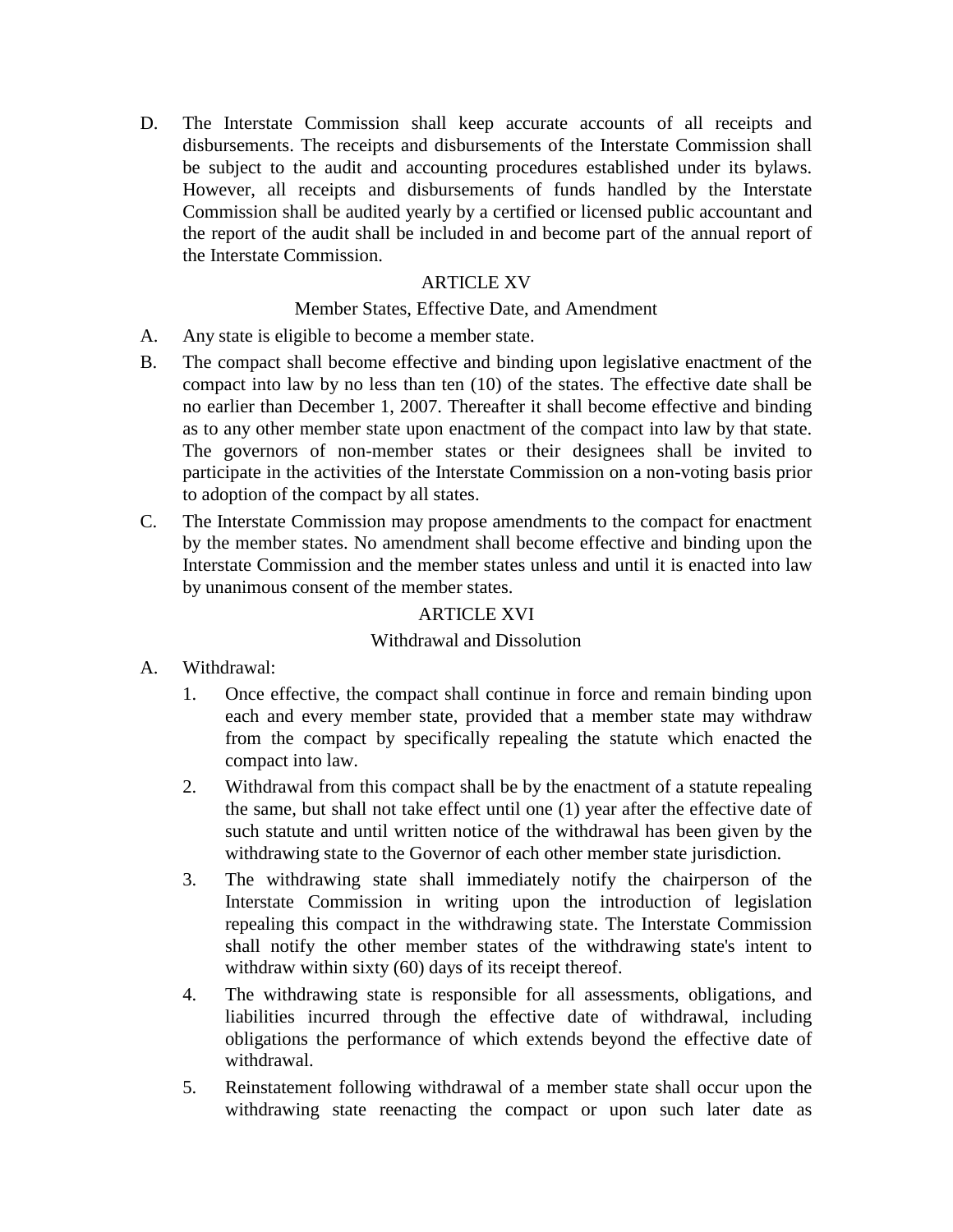D. The Interstate Commission shall keep accurate accounts of all receipts and disbursements. The receipts and disbursements of the Interstate Commission shall be subject to the audit and accounting procedures established under its bylaws. However, all receipts and disbursements of funds handled by the Interstate Commission shall be audited yearly by a certified or licensed public accountant and the report of the audit shall be included in and become part of the annual report of the Interstate Commission.

## ARTICLE XV

### Member States, Effective Date, and Amendment

A. Any state is eligible to become a member state.

B. The compact shall become effective and binding upon legislative enactment of the compact into law by no less than ten (10) of the states. The effective date shall be no earlier than December 1, 2007. Thereafter it shall become effective and binding as to any other member state upon enactment of the compact into law by that state. The governors of non-member states or their designees shall be invited to participate in the activities of the Interstate Commission on a non-voting basis prior to adoption of the compact by all states.

C. The Interstate Commission may propose amendments to the compact for enactment by the member states. No amendment shall become effective and binding upon the Interstate Commission and the member states unless and until it is enacted into law by unanimous consent of the member states.

## ARTICLE XVI

### Withdrawal and Dissolution

A. Withdrawal:

1. Once effective, the compact shall continue in force and remain binding upon each and every member state, provided that a member state may withdraw from the compact by specifically repealing the statute which enacted the compact into law.
2. Withdrawal from this compact shall be by the enactment of a statute repealing the same, but shall not take effect until one (1) year after the effective date of such statute and until written notice of the withdrawal has been given by the withdrawing state to the Governor of each other member state jurisdiction.
3. The withdrawing state shall immediately notify the chairperson of the Interstate Commission in writing upon the introduction of legislation repealing this compact in the withdrawing state. The Interstate Commission shall notify the other member states of the withdrawing state's intent to withdraw within sixty (60) days of its receipt thereof.
4. The withdrawing state is responsible for all assessments, obligations, and liabilities incurred through the effective date of withdrawal, including obligations the performance of which extends beyond the effective date of withdrawal.
5. Reinstatement following withdrawal of a member state shall occur upon the withdrawing state reenacting the compact or upon such later date as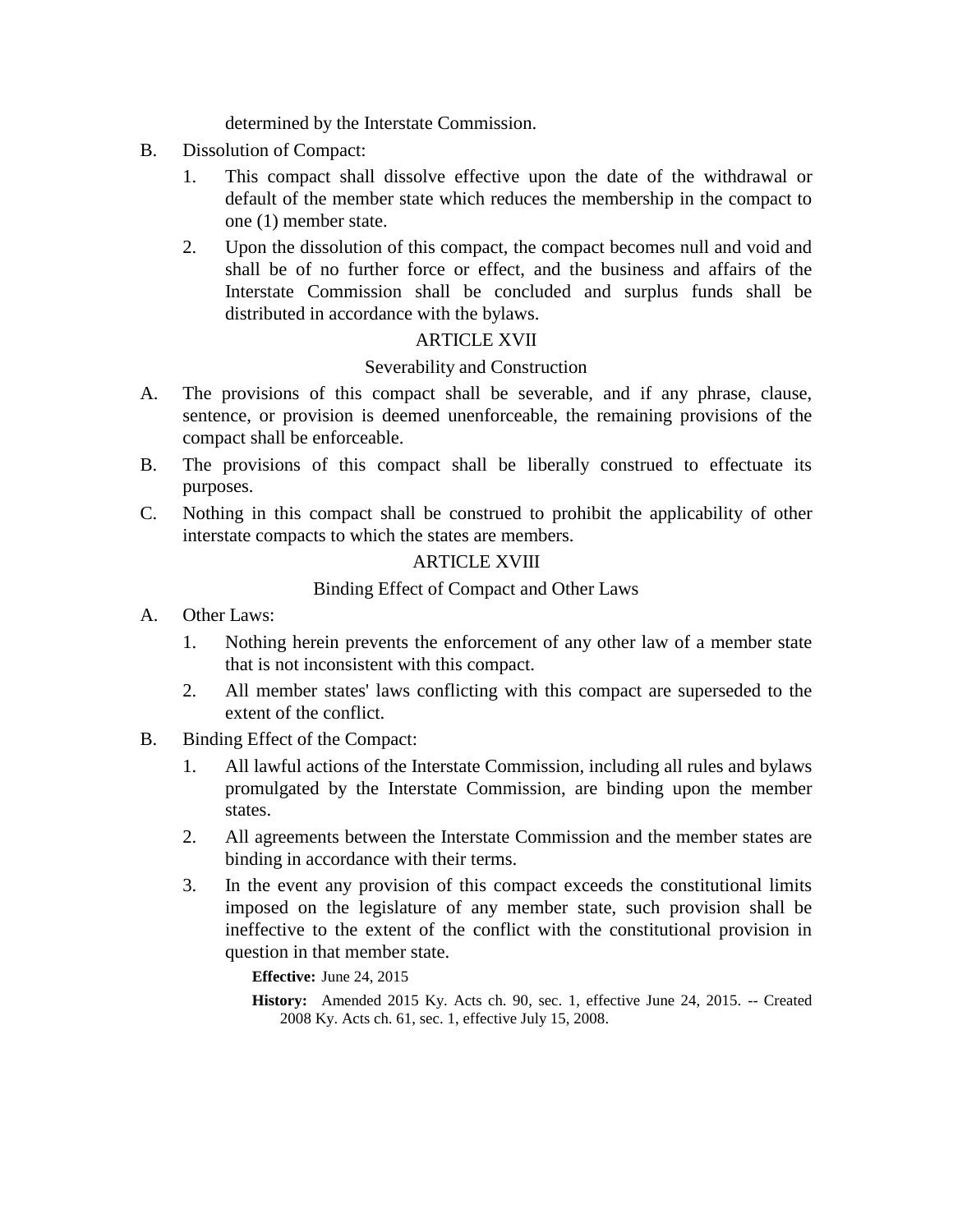determined by the Interstate Commission.

B. Dissolution of Compact:

   1. This compact shall dissolve effective upon the date of the withdrawal or default of the member state which reduces the membership in the compact to one (1) member state.

   2. Upon the dissolution of this compact, the compact becomes null and void and shall be of no further force or effect, and the business and affairs of the Interstate Commission shall be concluded and surplus funds shall be distributed in accordance with the bylaws.

ARTICLE XVII

Severability and Construction

A. The provisions of this compact shall be severable, and if any phrase, clause, sentence, or provision is deemed unenforceable, the remaining provisions of the compact shall be enforceable.

B. The provisions of this compact shall be liberally construed to effectuate its purposes.

C. Nothing in this compact shall be construed to prohibit the applicability of other interstate compacts to which the states are members.

ARTICLE XVIII

Binding Effect of Compact and Other Laws

A. Other Laws:

   1. Nothing herein prevents the enforcement of any other law of a member state that is not inconsistent with this compact.

   2. All member states' laws conflicting with this compact are superseded to the extent of the conflict.

B. Binding Effect of the Compact:

   1. All lawful actions of the Interstate Commission, including all rules and bylaws promulgated by the Interstate Commission, are binding upon the member states.

   2. All agreements between the Interstate Commission and the member states are binding in accordance with their terms.

   3. In the event any provision of this compact exceeds the constitutional limits imposed on the legislature of any member state, such provision shall be ineffective to the extent of the conflict with the constitutional provision in question in that member state.

**Effective:** June 24, 2015

**History:** Amended 2015 Ky. Acts ch. 90, sec. 1, effective June 24, 2015. -- Created 2008 Ky. Acts ch. 61, sec. 1, effective July 15, 2008.